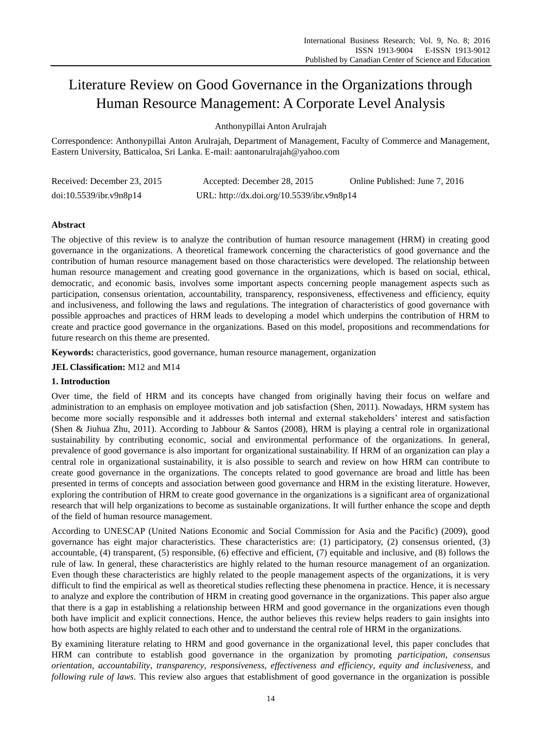# Literature Review on Good Governance in the Organizations through Human Resource Management: A Corporate Level Analysis

Anthonypillai Anton Arulrajah

Correspondence: Anthonypillai Anton Arulrajah, Department of Management, Faculty of Commerce and Management, Eastern University, Batticaloa, Sri Lanka. E-mail: aantonarulrajah@yahoo.com

Received: December 23, 2015 Accepted: December 28, 2015 Online Published: June 7, 2016

doi:10.5539/ibr.v9n8p14 URL: http://dx.doi.org/10.5539/ibr.v9n8p14

## Abstract

The objective of this review is to analyze the contribution of human resource management (HRM) in creating good governance in the organizations. A theoretical framework concerning the characteristics of good governance and the contribution of human resource management based on those characteristics were developed. The relationship between human resource management and creating good governance in the organizations, which is based on social, ethical, democratic, and economic basis, involves some important aspects concerning people management aspects such as participation, consensus orientation, accountability, transparency, responsiveness, effectiveness and efficiency, equity and inclusiveness, and following the laws and regulations. The integration of characteristics of good governance with possible approaches and practices of HRM leads to developing a model which underpins the contribution of HRM to create and practice good governance in the organizations. Based on this model, propositions and recommendations for future research on this theme are presented.

**Keywords:** characteristics, good governance, human resource management, organization

**JEL Classification:** M12 and M14

## 1. Introduction

Over time, the field of HRM and its concepts have changed from originally having their focus on welfare and administration to an emphasis on employee motivation and job satisfaction (Shen, 2011). Nowadays, HRM system has become more socially responsible and it addresses both internal and external stakeholders' interest and satisfaction (Shen & Jiuhua Zhu, 2011). According to Jabbour & Santos (2008), HRM is playing a central role in organizational sustainability by contributing economic, social and environmental performance of the organizations. In general, prevalence of good governance is also important for organizational sustainability. If HRM of an organization can play a central role in organizational sustainability, it is also possible to search and review on how HRM can contribute to create good governance in the organizations. The concepts related to good governance are broad and little has been presented in terms of concepts and association between good governance and HRM in the existing literature. However, exploring the contribution of HRM to create good governance in the organizations is a significant area of organizational research that will help organizations to become as sustainable organizations. It will further enhance the scope and depth of the field of human resource management.

According to UNESCAP (United Nations Economic and Social Commission for Asia and the Pacific) (2009), good governance has eight major characteristics. These characteristics are: (1) participatory, (2) consensus oriented, (3) accountable, (4) transparent, (5) responsible, (6) effective and efficient, (7) equitable and inclusive, and (8) follows the rule of law. In general, these characteristics are highly related to the human resource management of an organization. Even though these characteristics are highly related to the people management aspects of the organizations, it is very difficult to find the empirical as well as theoretical studies reflecting these phenomena in practice. Hence, it is necessary to analyze and explore the contribution of HRM in creating good governance in the organizations. This paper also argue that there is a gap in establishing a relationship between HRM and good governance in the organizations even though both have implicit and explicit connections. Hence, the author believes this review helps readers to gain insights into how both aspects are highly related to each other and to understand the central role of HRM in the organizations.

By examining literature relating to HRM and good governance in the organizational level, this paper concludes that HRM can contribute to establish good governance in the organization by promoting *participation*, *consensus orientation*, *accountability*, *transparency*, *responsiveness*, *effectiveness and efficiency*, *equity and inclusiveness*, and *following rule of laws*. This review also argues that establishment of good governance in the organization is possible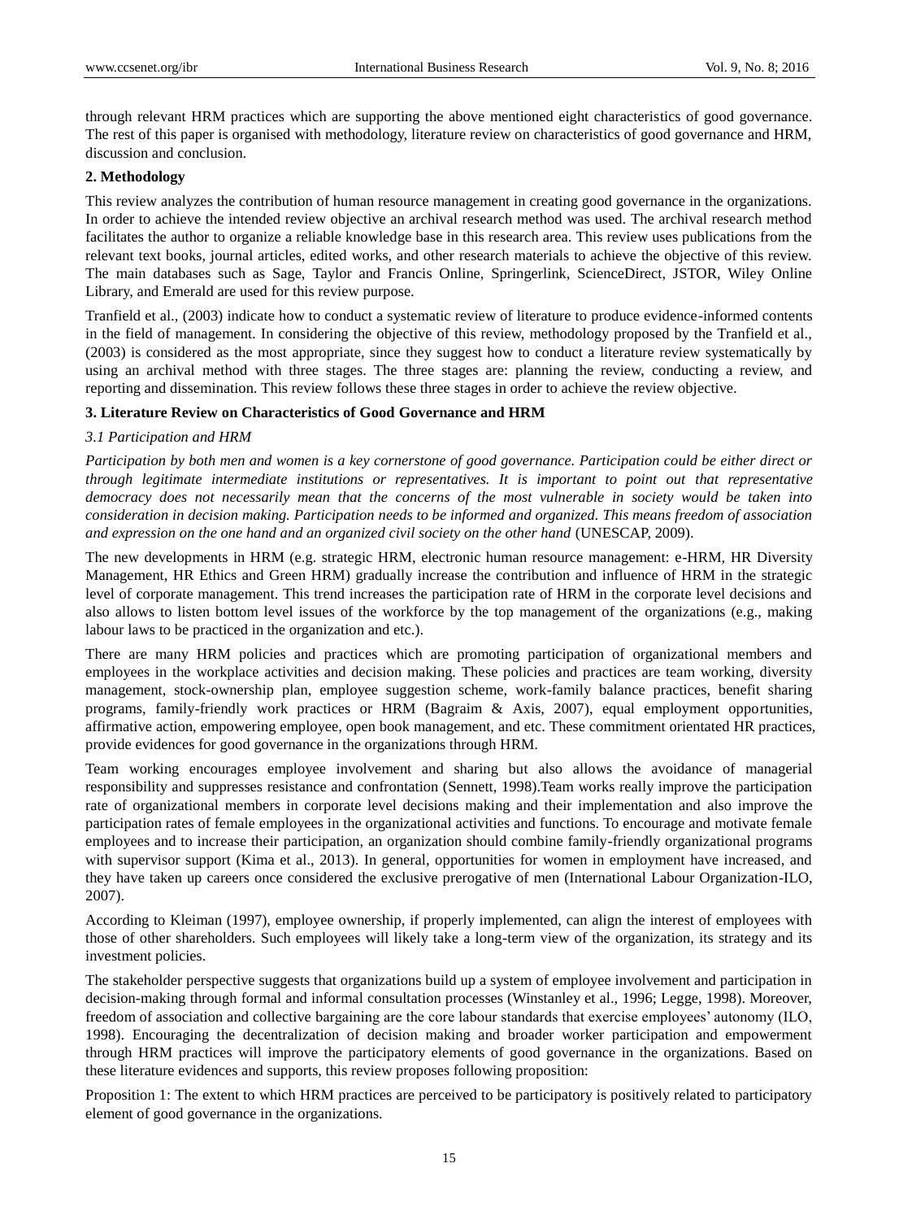through relevant HRM practices which are supporting the above mentioned eight characteristics of good governance. The rest of this paper is organised with methodology, literature review on characteristics of good governance and HRM, discussion and conclusion.

## 2. Methodology

This review analyzes the contribution of human resource management in creating good governance in the organizations. In order to achieve the intended review objective an archival research method was used. The archival research method facilitates the author to organize a reliable knowledge base in this research area. This review uses publications from the relevant text books, journal articles, edited works, and other research materials to achieve the objective of this review. The main databases such as Sage, Taylor and Francis Online, Springerlink, ScienceDirect, JSTOR, Wiley Online Library, and Emerald are used for this review purpose.

Tranfield et al., (2003) indicate how to conduct a systematic review of literature to produce evidence-informed contents in the field of management. In considering the objective of this review, methodology proposed by the Tranfield et al., (2003) is considered as the most appropriate, since they suggest how to conduct a literature review systematically by using an archival method with three stages. The three stages are: planning the review, conducting a review, and reporting and dissemination. This review follows these three stages in order to achieve the review objective.

## 3. Literature Review on Characteristics of Good Governance and HRM

### 3.1 Participation and HRM

*Participation by both men and women is a key cornerstone of good governance. Participation could be either direct or through legitimate intermediate institutions or representatives. It is important to point out that representative democracy does not necessarily mean that the concerns of the most vulnerable in society would be taken into consideration in decision making. Participation needs to be informed and organized. This means freedom of association and expression on the one hand and an organized civil society on the other hand* (UNESCAP, 2009).

The new developments in HRM (e.g. strategic HRM, electronic human resource management: e-HRM, HR Diversity Management, HR Ethics and Green HRM) gradually increase the contribution and influence of HRM in the strategic level of corporate management. This trend increases the participation rate of HRM in the corporate level decisions and also allows to listen bottom level issues of the workforce by the top management of the organizations (e.g., making labour laws to be practiced in the organization and etc.).

There are many HRM policies and practices which are promoting participation of organizational members and employees in the workplace activities and decision making. These policies and practices are team working, diversity management, stock-ownership plan, employee suggestion scheme, work-family balance practices, benefit sharing programs, family-friendly work practices or HRM (Bagraim & Axis, 2007), equal employment opportunities, affirmative action, empowering employee, open book management, and etc. These commitment orientated HR practices, provide evidences for good governance in the organizations through HRM.

Team working encourages employee involvement and sharing but also allows the avoidance of managerial responsibility and suppresses resistance and confrontation (Sennett, 1998).Team works really improve the participation rate of organizational members in corporate level decisions making and their implementation and also improve the participation rates of female employees in the organizational activities and functions. To encourage and motivate female employees and to increase their participation, an organization should combine family-friendly organizational programs with supervisor support (Kima et al., 2013). In general, opportunities for women in employment have increased, and they have taken up careers once considered the exclusive prerogative of men (International Labour Organization-ILO, 2007).

According to Kleiman (1997), employee ownership, if properly implemented, can align the interest of employees with those of other shareholders. Such employees will likely take a long-term view of the organization, its strategy and its investment policies.

The stakeholder perspective suggests that organizations build up a system of employee involvement and participation in decision-making through formal and informal consultation processes (Winstanley et al., 1996; Legge, 1998). Moreover, freedom of association and collective bargaining are the core labour standards that exercise employees' autonomy (ILO, 1998). Encouraging the decentralization of decision making elements and broader worker participation and empowerment through HRM practices will improve the participatory elements of good governance in the organizations. Based on these literature evidences and supports, this review proposes following proposition:

Proposition 1: The extent to which HRM practices are perceived to be participatory is positively related to participatory element of good governance in the organizations.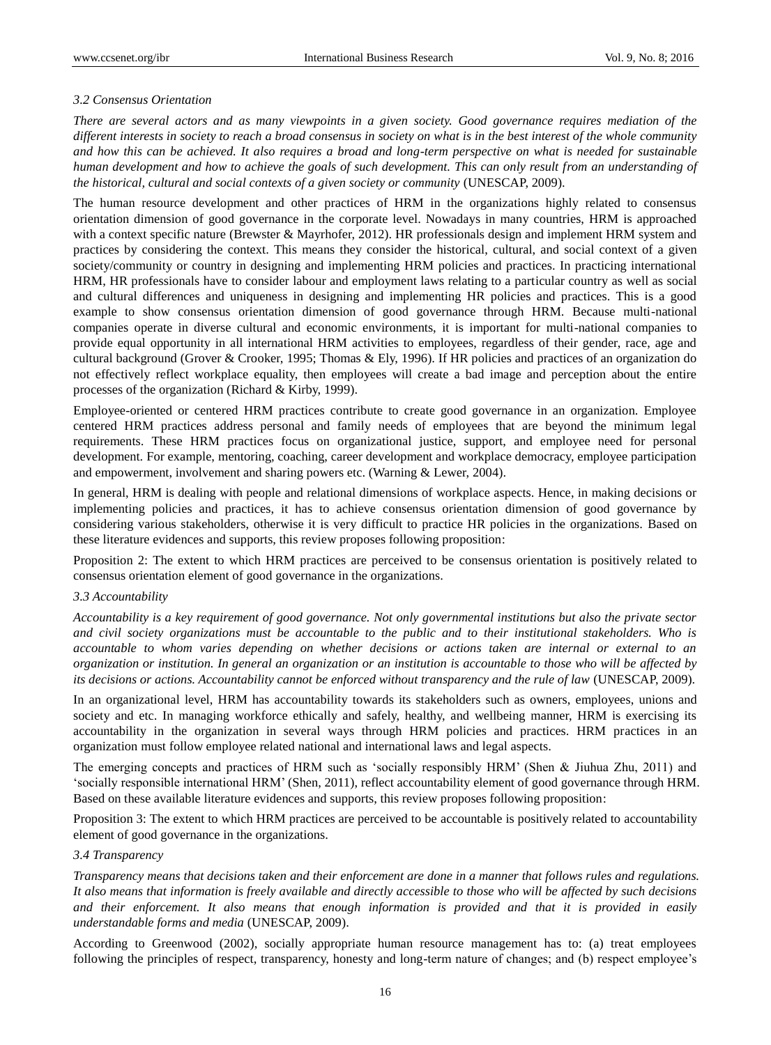### 3.2 Consensus Orientation

*There are several actors and as many viewpoints in a given society. Good governance requires mediation of the different interests in society to reach a broad consensus in society on what is in the best interest of the whole community and how this can be achieved. It also requires a broad and long-term perspective on what is needed for sustainable human development and how to achieve the goals of such development. This can only result from an understanding of the historical, cultural and social contexts of a given society or community* (UNESCAP, 2009).

The human resource development and other practices of HRM in the organizations highly related to consensus orientation dimension of good governance in the corporate level. Nowadays in many countries, HRM is approached with a context specific nature (Brewster & Mayrhofer, 2012). HR professionals design and implement HRM system and practices by considering the context. This means they consider the historical, cultural, and social context of a given society/community or country in designing and implementing HRM policies and practices. In practicing international HRM, HR professionals have to consider labour and employment laws relating to a particular country as well as social and cultural differences and uniqueness in designing and implementing HR policies and practices. This is a good example to show consensus orientation dimension of good governance through HRM. Because multi-national companies operate in diverse cultural and economic environments, it is important for multi-national companies to provide equal opportunity in all international HRM activities to employees, regardless of their gender, race, age and cultural background (Grover & Crooker, 1995; Thomas & Ely, 1996). If HR policies and practices of an organization do not effectively reflect workplace equality, then employees will create a bad image and perception about the entire processes of the organization (Richard & Kirby, 1999).

Employee-oriented or centered HRM practices contribute to create good governance in an organization. Employee centered HRM practices address personal and family needs of employees that are beyond the minimum legal requirements. These HRM practices focus on organizational justice, support, and employee need for personal development. For example, mentoring, coaching, career development and workplace democracy, employee participation and empowerment, involvement and sharing powers etc. (Warning & Lewer, 2004).

In general, HRM is dealing with people and relational dimensions of workplace aspects. Hence, in making decisions or implementing policies and practices, it has to achieve consensus orientation dimension of good governance by considering various stakeholders, otherwise it is very difficult to practice HR policies in the organizations. Based on these literature evidences and supports, this review proposes following proposition:

Proposition 2: The extent to which HRM practices are perceived to be consensus orientation is positively related to consensus orientation element of good governance in the organizations.

### 3.3 Accountability

*Accountability is a key requirement of good governance. Not only governmental institutions but also the private sector and civil society organizations must be accountable to the public and to their institutional stakeholders. Who is accountable to whom varies depending on whether decisions or actions taken are internal or external to an organization or institution. In general an organization or an institution is accountable to those who will be affected by its decisions or actions. Accountability cannot be enforced without transparency and the rule of law* (UNESCAP, 2009).

In an organizational level, HRM has accountability towards its stakeholders such as owners, employees, unions and society and etc. In managing workforce ethically and safely, healthy, and wellbeing manner, HRM is exercising its accountability in the organization in several ways through HRM policies and practices. HRM practices in an organization must follow employee related national and international laws and legal aspects.

The emerging concepts and practices of HRM such as 'socially responsibly HRM' (Shen & Jiuhua Zhu, 2011) and 'socially responsible international HRM' (Shen, 2011), reflect accountability element of good governance through HRM. Based on these available literature evidences and supports, this review proposes following proposition:

Proposition 3: The extent to which HRM practices are perceived to be accountable is positively related to accountability element of good governance in the organizations.

### 3.4 Transparency

*Transparency means that decisions taken and their enforcement are done in a manner that follows rules and regulations. It also means that information is freely available and directly accessible to those who will be affected by such decisions and their enforcement. It also means that enough information is provided and that it is provided in easily understandable forms and media* (UNESCAP, 2009).

According to Greenwood (2002), socially appropriate human resource management has to: (a) treat employees following the principles of respect, transparency, honesty and long-term nature of changes; and (b) respect employee's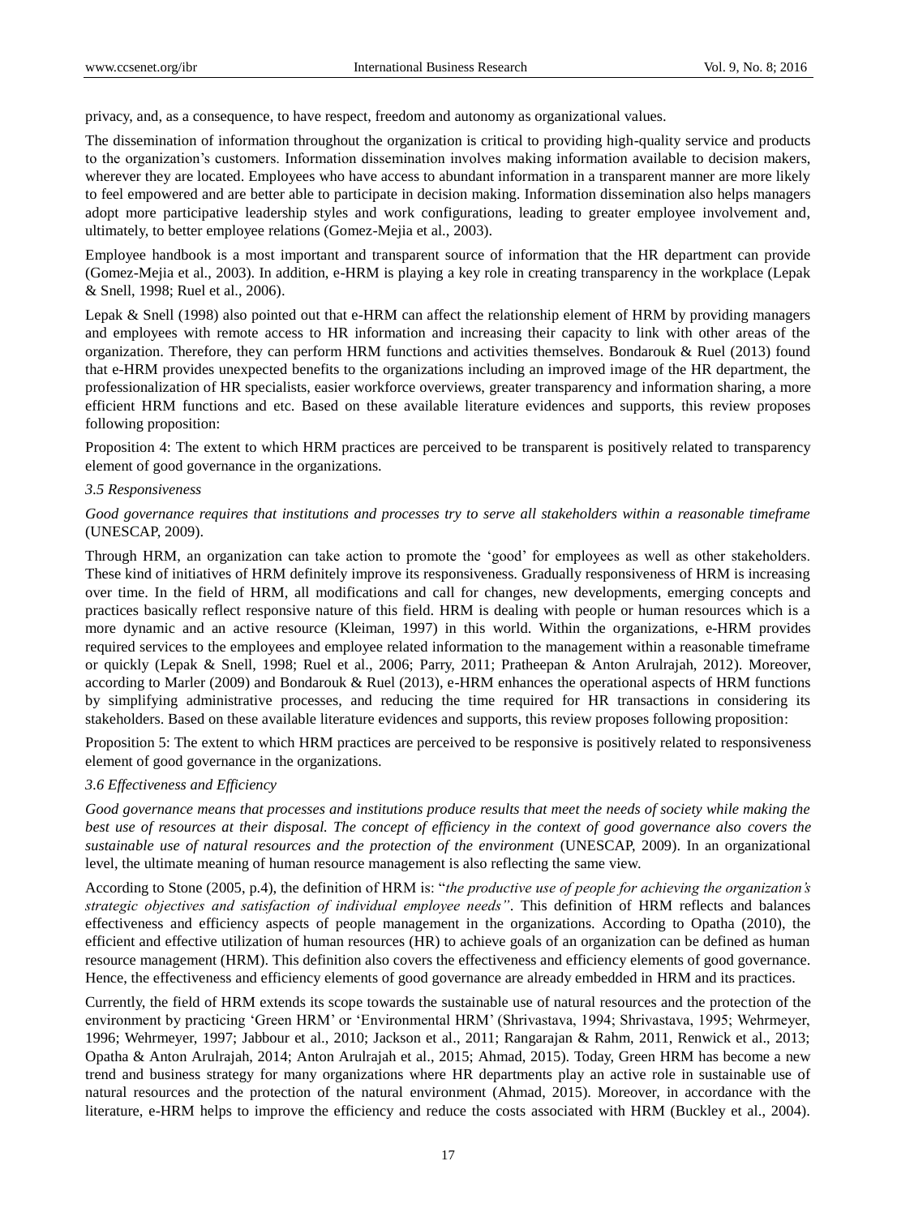privacy, and, as a consequence, to have respect, freedom and autonomy as organizational values.

The dissemination of information throughout the organization is critical to providing high-quality service and products to the organization's customers. Information dissemination involves making information available to decision makers, wherever they are located. Employees who have access to abundant information in a transparent manner are more likely to feel empowered and are better able to participate in decision making. Information dissemination also helps managers adopt more participative leadership styles and work configurations, leading to greater employee involvement and, ultimately, to better employee relations (Gomez-Mejia et al., 2003).

Employee handbook is a most important and transparent source of information that the HR department can provide (Gomez-Mejia et al., 2003). In addition, e-HRM is playing a key role in creating transparency in the workplace (Lepak & Snell, 1998; Ruel et al., 2006).

Lepak & Snell (1998) also pointed out that e-HRM can affect the relationship element of HRM by providing managers and employees with remote access to HR information and increasing their capacity to link with other areas of the organization. Therefore, they can perform HRM functions and activities themselves. Bondarouk & Ruel (2013) found that e-HRM provides unexpected benefits to the organizations including an improved image of the HR department, the professionalization of HR specialists, easier workforce overviews, greater transparency and information sharing, a more efficient HRM functions and etc. Based on these available literature evidences and supports, this review proposes following proposition:

Proposition 4: The extent to which HRM practices are perceived to be transparent is positively related to transparency element of good governance in the organizations.

### 3.5 Responsiveness

*Good governance requires that institutions and processes try to serve all stakeholders within a reasonable timeframe* (UNESCAP, 2009).

Through HRM, an organization can take action to promote the 'good' for employees as well as other stakeholders. These kind of initiatives of HRM definitely improve its responsiveness. Gradually responsiveness of HRM is increasing over time. In the field of HRM, all modifications and call for changes, new developments, emerging concepts and practices basically reflect responsive nature of this field. HRM is dealing with people or human resources which is a more dynamic and an active resource (Kleiman, 1997) in this world. Within the organizations, e-HRM provides required services to the employees and employee related information to the management within a reasonable timeframe or quickly (Lepak & Snell, 1998; Ruel et al., 2006; Parry, 2011; Pratheepan & Anton Arulrajah, 2012). Moreover, according to Marler (2009) and Bondarouk & Ruel (2013), e-HRM enhances the operational aspects of HRM functions by simplifying administrative processes, and reducing the time required for HR transactions in considering its stakeholders. Based on these available literature evidences and supports, this review proposes following proposition:

Proposition 5: The extent to which HRM practices are perceived to be responsive is positively related to responsiveness element of good governance in the organizations.

### 3.6 Effectiveness and Efficiency

*Good governance means that processes and institutions produce results that meet the needs of society while making the best use of resources at their disposal. The concept of efficiency in the context of good governance also covers the sustainable use of natural resources and the protection of the environment* (UNESCAP, 2009). In an organizational level, the ultimate meaning of human resource management is also reflecting the same view.

According to Stone (2005, p.4), the definition of HRM is: "*the productive use of people for achieving the organization's strategic objectives and satisfaction of individual employee needs*". This definition of HRM reflects and balances effectiveness and efficiency aspects of people management in the organizations. According to Opatha (2010), the efficient and effective utilization of human resources (HR) to achieve goals of an organization can be defined as human resource management (HRM). This definition also covers the effectiveness and efficiency elements of good governance. Hence, the effectiveness and efficiency elements of good governance are already embedded in HRM and its practices.

Currently, the field of HRM extends its scope towards the sustainable use of natural resources and the protection of the environment by practicing 'Green HRM' or 'Environmental HRM' (Shrivastava, 1994; Shrivastava, 1995; Wehrmeyer, 1996; Wehrmeyer, 1997; Jabbour et al., 2010; Jackson et al., 2011; Rangarajan & Rahm, 2011, Renwick et al., 2013; Opatha & Anton Arulrajah, 2014; Anton Arulrajah et al., 2015; Ahmad, 2015). Today, Green HRM has become a new trend and business strategy for many organizations where HR departments play an active role in sustainable use of natural resources and the protection of the natural environment (Ahmad, 2015). Moreover, in accordance with the literature, e-HRM helps to improve the efficiency and reduce the costs associated with HRM (Buckley et al., 2004).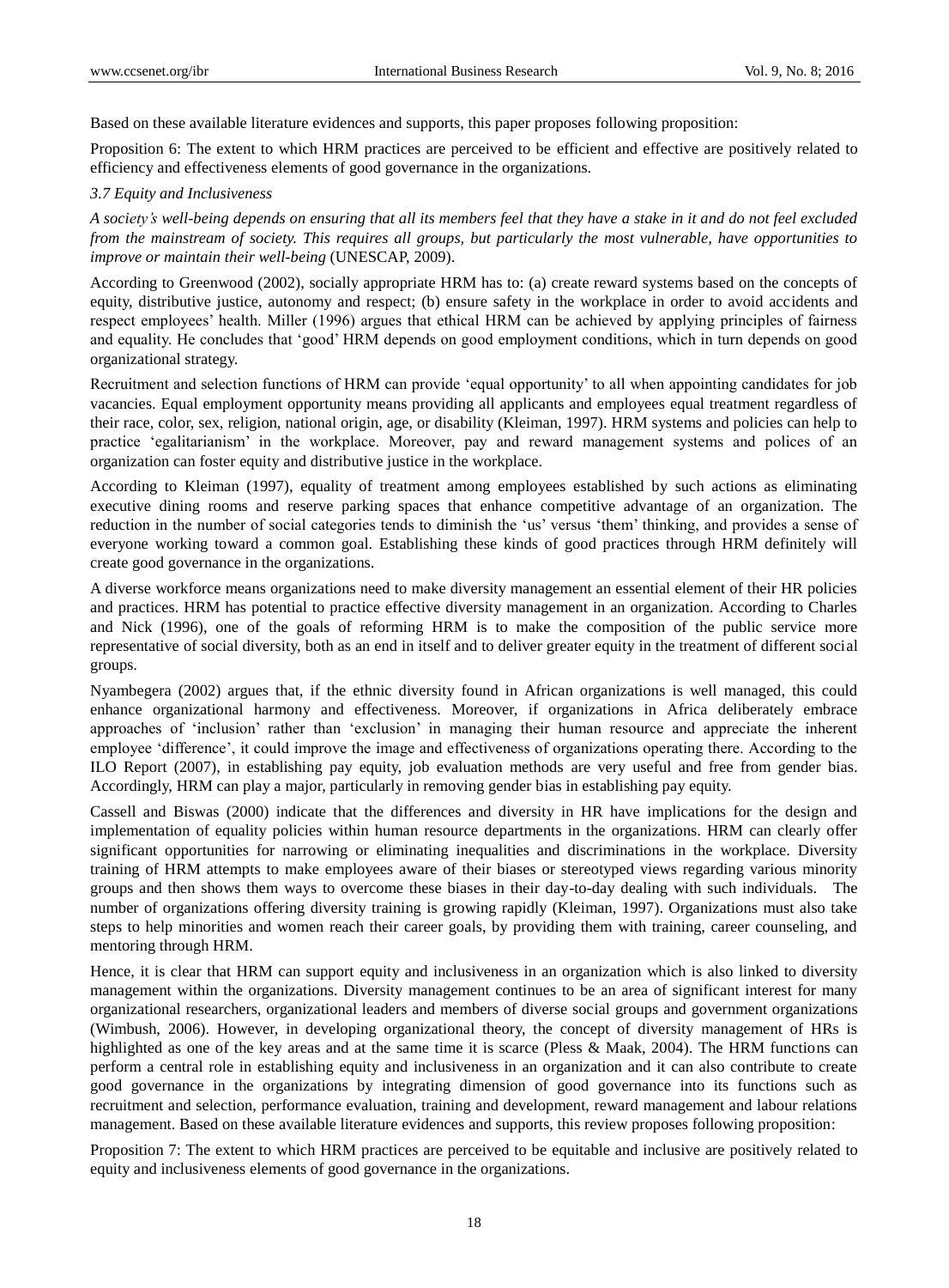Based on these available literature evidences and supports, this paper proposes following proposition:

Proposition 6: The extent to which HRM practices are perceived to be efficient and effective are positively related to efficiency and effectiveness elements of good governance in the organizations.

### *3.7 Equity and Inclusiveness*

*A society's well-being depends on ensuring that all its members feel that they have a stake in it and do not feel excluded from the mainstream of society. This requires all groups, but particularly the most vulnerable, have opportunities to improve or maintain their well-being* (UNESCAP, 2009).

According to Greenwood (2002), socially appropriate HRM has to: (a) create reward systems based on the concepts of equity, distributive justice, autonomy and respect; (b) ensure safety in the workplace in order to avoid accidents and respect employees' health. Miller (1996) argues that ethical HRM can be achieved by applying principles of fairness and equality. He concludes that 'good' HRM depends on good employment conditions, which in turn depends on good organizational strategy.

Recruitment and selection functions of HRM can provide 'equal opportunity' to all when appointing candidates for job vacancies. Equal employment opportunity means providing all applicants and employees equal treatment regardless of their race, color, sex, religion, national origin, age, or disability (Kleiman, 1997). HRM systems and policies can help to practice 'egalitarianism' in the workplace. Moreover, pay and reward management systems and polices of an organization can foster equity and distributive justice in the workplace.

According to Kleiman 1997), equality of treatment among employees established by such actions as eliminating executive dining rooms and reserve parking spaces that enhance competitive advantage of an organization. The reduction in the number of social categories tends to diminish the 'us' versus 'them' thinking, and provides a sense of everyone working toward a common goal. Establishing these kinds of good practices through HRM definitely will create good governance in the organizations.

A diverse workforce means organizations need to make diversity management an essential element of their HR policies and practices. HRM has potential to practice effective diversity management in an organization. According to Charles and Nick (1996), one of the goals of reforming HRM is to make the composition of the public service more representative of social diversity, both as an end in itself and to deliver greater equity in the treatment of different social groups.

Nyambegera (2002) argues that, if the ethnic diversity found in African organizations is well managed, this could enhance organizational harmony and effectiveness. Moreover, if organizations in Africa deliberately embrace approaches of 'inclusion' rather than 'exclusion' in managing their human resource and appreciate the inherent employee 'difference', it could improve the image and effectiveness of organizations operating there. According to the ILO Report (2007), in establishing pay equity, job evaluation methods are very useful and free from gender bias. Accordingly, HRM can play a major, particularly in removing gender bias in establishing pay equity.

Cassell and Biswas (2000) indicate that the differences and diversity in HR have implications for the design and implementation of equality policies within human resource departments in the organizations. HRM can clearly offer significant opportunities for narrowing or eliminating inequalities and discriminations in the workplace. Diversity training of HRM attempts to make employees aware of their biases or stereotyped views regarding various minority groups and then shows them ways to overcome these biases in their day-to-day dealing with such individuals. The number of organizations offering diversity training is growing rapidly (Kleiman, 1997). Organizations must also take steps to help minorities and women reach their career goals, by providing them with training, career counseling, and mentoring through HRM.

Hence, it is clear that HRM can support equity and inclusiveness in an organization which is also linked to diversity management within the organizations. Diversity management continues to be an area of significant interest for many organizational researchers, organizational leaders and members of diverse social groups and government organizations (Wimbush, 2006). However, in developing organizational theory, the concept of diversity management of HRs is highlighted as one of the key areas and at the same time it is scarce (Pless & Maak, 2004). The HRM functions can perform a central role in establishing equity and inclusiveness in an organization and it can also contribute to create good governance in the organizations by integrating dimension of good governance into its functions such as recruitment and selection, performance evaluation, training and development, reward management and labour relations management. Based on these available literature evidences and supports, this review proposes following proposition:

Proposition 7: The extent to which HRM practices are perceived to be equitable and inclusive are positively related to equity and inclusiveness elements of good governance in the organizations.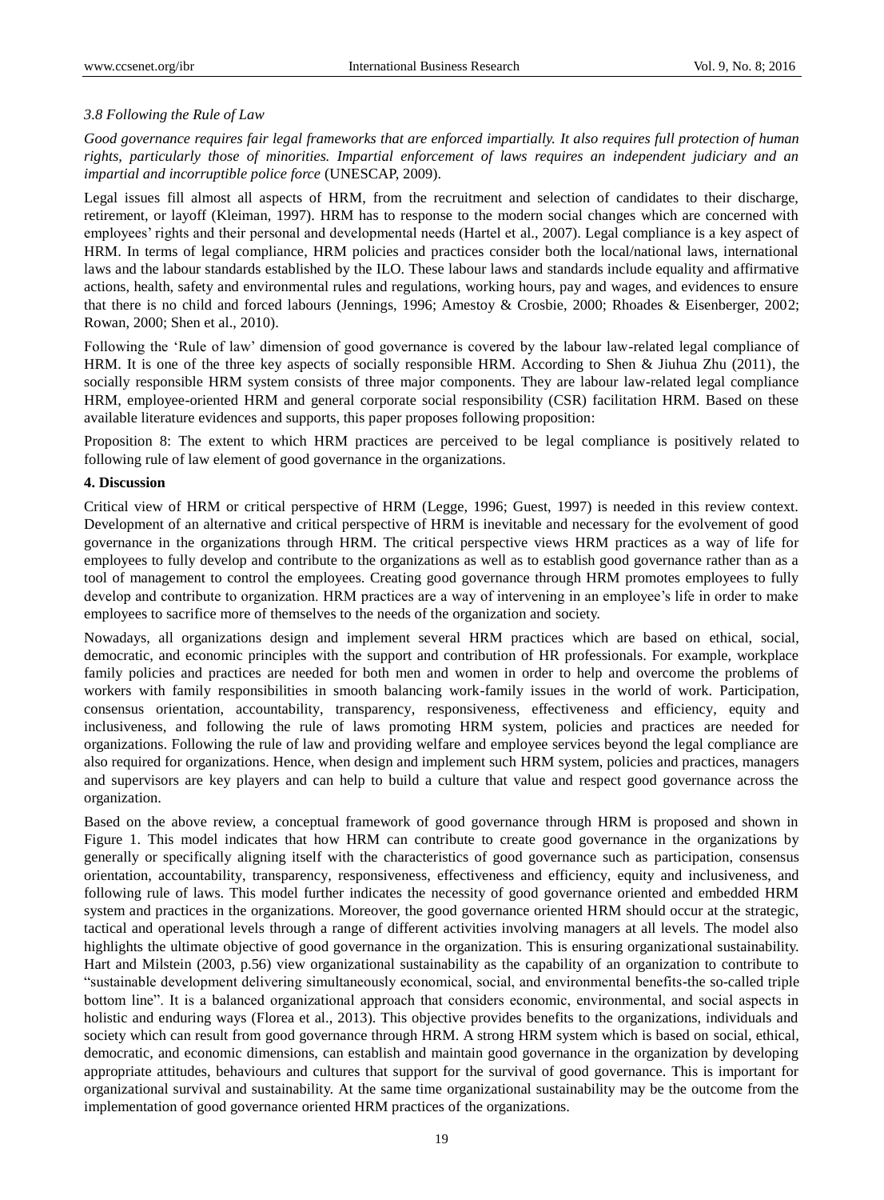### *3.8 Following the Rule of Law*

*Good governance requires fair legal frameworks that are enforced impartially. It also requires full protection of human rights, particularly those of minorities. Impartial enforcement of laws requires an independent judiciary and an impartial and incorruptible police force* (UNESCAP, 2009).

Legal issues fill almost all aspects of HRM, from the recruitment and selection of candidates to their discharge, retirement, or layoff (Kleiman, 1997). HRM has to response to the modern social changes which are concerned with employees' rights and their personal and developmental needs (Hartel et al., 2007). Legal compliance is a key aspect of HRM. In terms of legal compliance, HRM policies and practices consider both the local/national laws, international laws and the labour standards established by the ILO. These labour laws and standards include equality and affirmative actions, health, safety and environmental rules and regulations, working hours, pay and wages, and evidences to ensure that there is no child and forced labours (Jennings, 1996; Amestoy & Crosbie, 2000; Rhoades & Eisenberger, 2002; Rowan, 2000; Shen et al., 2010).

Following the 'Rule of law' dimension of good governance is covered by the labour law-related legal compliance of HRM. It is one of the three key aspects of socially responsible HRM. According to Shen & Jiuhua Zhu (2011), the socially responsible HRM system consists of three major components. They are labour law-related legal compliance HRM, employee-oriented HRM and general corporate social responsibility (CSR) facilitation HRM. Based on these available literature evidences and supports, this paper proposes following proposition:

Proposition 8: The extent to which HRM practices are perceived to be legal compliance is positively related to following rule of law element of good governance in the organizations.

## 4. Discussion

Critical view of HRM or critical perspective of HRM (Legge, 1996; Guest, 1997) is needed in this review context. Development of an alternative and critical perspective of HRM is inevitable and necessary for the evolvement of good governance in the organizations through HRM. The critical perspective views HRM practices as a way of life for employees to fully develop and contribute to the organizations as well as to establish good governance rather than as a tool of management to control the employees. Creating good governance through HRM promotes employees to fully develop and contribute to organization. HRM practices are a way of intervening in an employee's life in order to make employees to sacrifice more of themselves to the needs of the organization and society.

Nowadays, all organizations design and implement several HRM practices which are based on ethical, social, democratic, and economic principles with the support and contribution of HR professionals. For example, workplace family policies and practices are needed for both men and women in order to help and overcome the problems of workers with family responsibilities in smooth balancing work-family issues in the world of work. Participation, consensus orientation, accountability, transparency, responsiveness, effectiveness and efficiency, equity and inclusiveness, and following the rule of laws promoting HRM system, policies and practices are needed for organizations. Following the rule of law and providing welfare and employee services beyond the legal compliance are also required for organizations. Hence, when design and implement such HRM system, policies and practices, managers and supervisors are key players and can help to build a culture that value and respect good governance across the organization.

Based on the above review, a conceptual framework of good governance through HRM is proposed and shown in Figure 1. This model indicates that how HRM can contribute to create good governance in the organizations by generally or specifically aligning itself with the characteristics of good governance such as participation, consensus orientation, accountability, transparency, responsiveness, effectiveness and efficiency, equity and inclusiveness, and following rule of laws. This model further indicates the necessity of good governance oriented and embedded HRM system and practices in the organizations. Moreover, the good governance oriented HRM should occur at the strategic, tactical and operational levels through a range of different activities involving managers at all levels. The model also highlights the ultimate objective of good governance in the organization. This is ensuring organizational sustainability. Hart and Milstein (2003, p.56) view organizational sustainability as the capability of an organization to contribute to "sustainable development delivering simultaneously economical, social, and environmental benefits-the so-called triple bottom line". It is a balanced organizational approach that considers economic, environmental, and social aspects in holistic and enduring ways (Florea et al., 2013). This objective provides benefits to the organizations, individuals and society which can result from good governance through HRM. A strong HRM system which is based on social, ethical, democratic, and economic dimensions, can establish and maintain good governance in the organization by developing appropriate attitudes, behaviours and cultures that support for the survival of good governance. This is important for organizational survival and sustainability. At the same time organizational sustainability may be the outcome from the implementation of good governance oriented HRM practices of the organizations.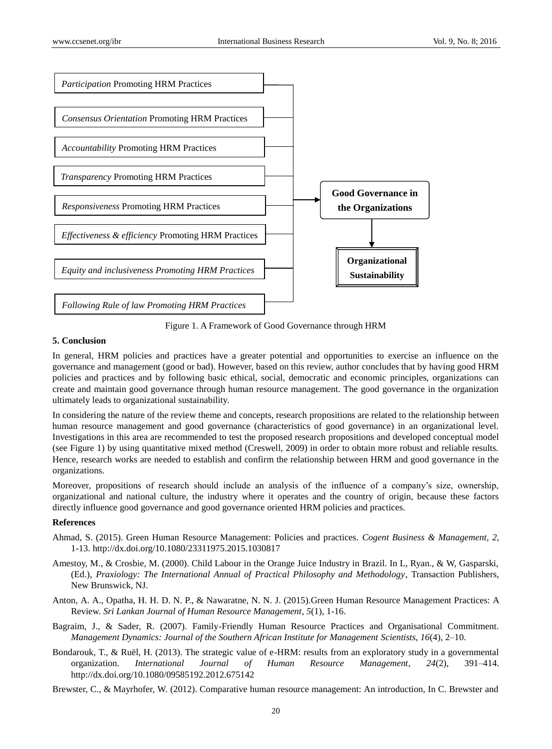*Participation* Promoting HRM Practices

*Consensus Orientation* Promoting HRM Practices

*Accountability* Promoting HRM Practices

*Transparency* Promoting HRM Practices

*Responsiveness* Promoting HRM Practices

*Effectiveness & efficiency* Promoting HRM Practices

*Equity and inclusiveness Promoting HRM Practices*

*Following Rule of law Promoting HRM Practices*

**Good Governance in the Organizations**

**Organizational Sustainability**

Figure 1. A Framework of Good Governance through HRM

### 5. Conclusion

In general, HRM policies and practices have a greater potential and opportunities to exercise an influence on the governance and management (good or bad). However, based on this review, author concludes that by having good HRM policies and practices and by following basic ethical, social, democratic and economic principles, organizations can create and maintain good governance through human resource management. The good governance in the organization ultimately leads to organizational sustainability.

In considering the nature of the review theme and concepts, research propositions are related to the relationship between human resource management and good governance (characteristics of good governance) in an organizational level. Investigations in this area are recommended to test the proposed research propositions and developed conceptual model (see Figure 1) by using quantitative mixed method (Creswell, 2009) in order to obtain more robust and reliable results. Hence, research works are needed to establish and confirm the relationship between HRM and good governance in the organizations.

Moreover, propositions of research should include an analysis of the influence of a company's size, ownership, organizational and national culture, the industry where it operates and the country of origin, because these factors directly influence good governance and good governance oriented HRM policies and practices.

### References

Ahmad, S. (2015). Green Human Resource Management: Policies and practices. *Cogent Business & Management*, *2*, 1-13. http://dx.doi.org/10.1080/23311975.2015.1030817

Amestoy, M., & Crosbie, M. (2000). Child Labour in the Orange Juice Industry in Brazil. In L, Ryan., & W, Gasparski, (Ed.), *Praxiology: The International Annual of Practical Philosophy and Methodology*, Transaction Publishers, New Brunswick, NJ.

Anton, A. A., Opatha, H. H. D. N. P., & Nawaratne, N. N. J. (2015).Green Human Resource Management Practices: A Review. *Sri Lankan Journal of Human Resource Management*, *5*(1), 1-16.

Bagraim, J., & Sader, R. (2007). Family-Friendly Human Resource Practices and Organisational Commitment. *Management Dynamics: Journal of the Southern African Institute for Management Scientists*, *16*(4), 2–10.

Bondarouk, T., & Ruël, H. (2013). The strategic value of e-HRM: results from an exploratory study in a governmental organization. *International Journal of Human Resource Management*, *24*(2), 391–414. http://dx.doi.org/10.1080/09585192.2012.675142

Brewster, C., & Mayrhofer, W. (2012). Comparative human resource management: An introduction, In C. Brewster and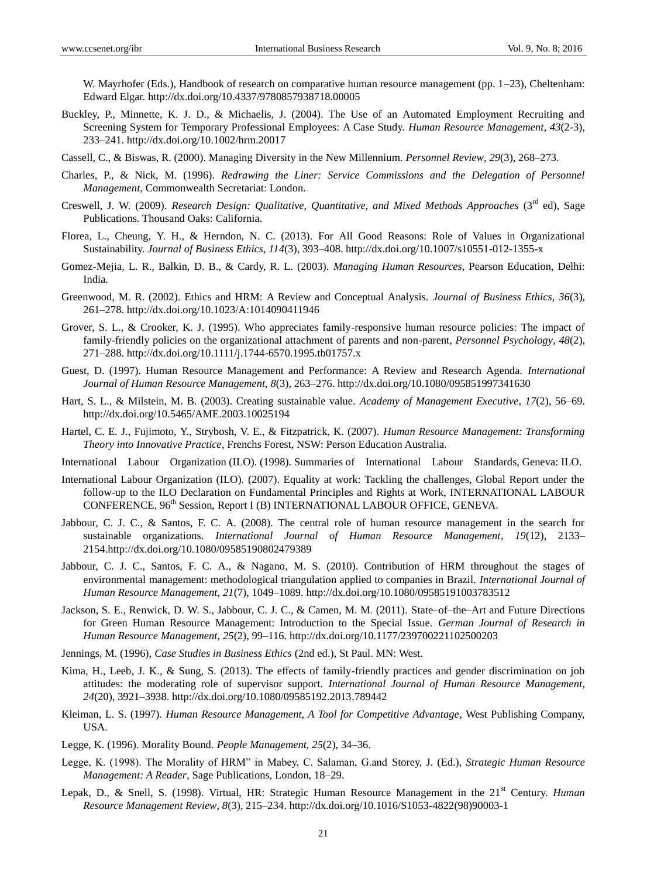W. Mayrhofer (Eds.), Handbook of research on comparative human resource management (pp. 1–23), Cheltenham: Edward Elgar. http://dx.doi.org/10.4337/9780857938718.00005

Buckley, P., Minnette, K. J. D., & Michaelis, J. (2004). The Use of an Automated Employment Recruiting and Screening System for Temporary Professional Employees: A Case Study. *Human Resource Management*, *43*(2-3), 233–241. http://dx.doi.org/10.1002/hrm.20017

Cassell, C., & Biswas, R. (2000). Managing Diversity in the New Millennium. *Personnel Review*, *29*(3), 268–273.

Charles, P., & Nick, M. (1996). *Redrawing the Liner: Service Commissions and the Delegation of Personnel Management*, Commonwealth Secretariat: London.

Creswell, J. W. (2009). *Research Design: Qualitative, Quantitative, and Mixed Methods Approaches* (3rd ed), Sage Publications. Thousand Oaks: California.

Florea, L., Cheung, Y. H., & Herndon, N. C. (2013). For All Good Reasons: Role of Values in Organizational Sustainability. *Journal of Business Ethics*, *114*(3), 393–408. http://dx.doi.org/10.1007/s10551-012-1355-x

Gomez-Mejia, L. R., Balkin, D. B., & Cardy, R. L. (2003). *Managing Human Resources*, Pearson Education, Delhi: India.

Greenwood, M. R. (2002). Ethics and HRM: A Review and Conceptual Analysis. *Journal of Business Ethics*, *36*(3), 261–278. http://dx.doi.org/10.1023/A:1014090411946

Grover, S. L., & Crooker, K. J. (1995). Who appreciates family-responsive human resource policies: The impact of family-friendly policies on the organizational attachment of parents and non-parent, *Personnel Psychology*, *48*(2), 271–288. http://dx.doi.org/10.1111/j.1744-6570.1995.tb01757.x

Guest, D. (1997). Human Resource Management and Performance: A Review and Research Agenda. *International Journal of Human Resource Management*, *8*(3), 263–276. http://dx.doi.org/10.1080/095851997341630

Hart, S. L., & Milstein, M. B. (2003). Creating sustainable value. *Academy of Management Executive*, *17*(2), 56–69. http://dx.doi.org/10.5465/AME.2003.10025194

Hartel, C. E. J., Fujimoto, Y., Strybosh, V. E., & Fitzpatrick, K. (2007). *Human Resource Management: Transforming Theory into Innovative Practice*, Frenchs Forest, NSW: Person Education Australia.

International Labour Organization (ILO). (1998). Summaries of International Labour Standards, Geneva: ILO.

International Labour Organization (ILO). (2007). Equality at work: Tackling the challenges, Global Report under the follow-up to the ILO Declaration on Fundamental Principles and Rights at Work, INTERNATIONAL LABOUR CONFERENCE, 96th Session, Report I (B) INTERNATIONAL LABOUR OFFICE, GENEVA.

Jabbour, C. J. C., & Santos, F. C. A. (2008). The central role of human resource management in the search for sustainable organizations. *International Journal of Human Resource Management*, *19*(12), 2133–2154.http://dx.doi.org/10.1080/09585190802479389

Jabbour, C. J. C., Santos, F. C. A., & Nagano, M. S. (2010). Contribution of HRM throughout the stages of environmental management: methodological triangulation applied to companies in Brazil. *International Journal of Human Resource Management*, *21*(7), 1049–1089. http://dx.doi.org/10.1080/09585191003783512

Jackson, S. E., Renwick, D. W. S., Jabbour, C. J. C., & Camen, M. M. (2011). State–of–the–Art and Future Directions for Green Human Resource Management: Introduction to the Special Issue. *German Journal of Research in Human Resource Management*, *25*(2), 99–116. http://dx.doi.org/10.1177/239700221102500203

Jennings, M. (1996), *Case Studies in Business Ethics* (2nd ed.), St Paul. MN: West.

Kima, H., Leeb, J. K., & Sung, S. (2013). The effects of family-friendly practices and gender discrimination on job attitudes: the moderating role of supervisor support. *International Journal of Human Resource Management*, *24*(20), 3921–3938. http://dx.doi.org/10.1080/09585192.2013.789442

Kleiman, L. S. (1997). *Human Resource Management, A Tool for Competitive Advantage*, West Publishing Company, USA.

Legge, K. (1996). Morality Bound. *People Management, 25*(2), 34–36.

Legge, K. (1998). The Morality of HRM" in Mabey, C. Salaman, G.and Storey, J. (Ed.), *Strategic Human Resource Management: A Reader*, Sage Publications, London, 18–29.

Lepak, D., & Snell, S. (1998). Virtual, HR: Strategic Human Resource Management in the 21st Century. *Human Resource Management Review*, *8*(3), 215–234. http://dx.doi.org/10.1016/S1053-4822(98)90003-1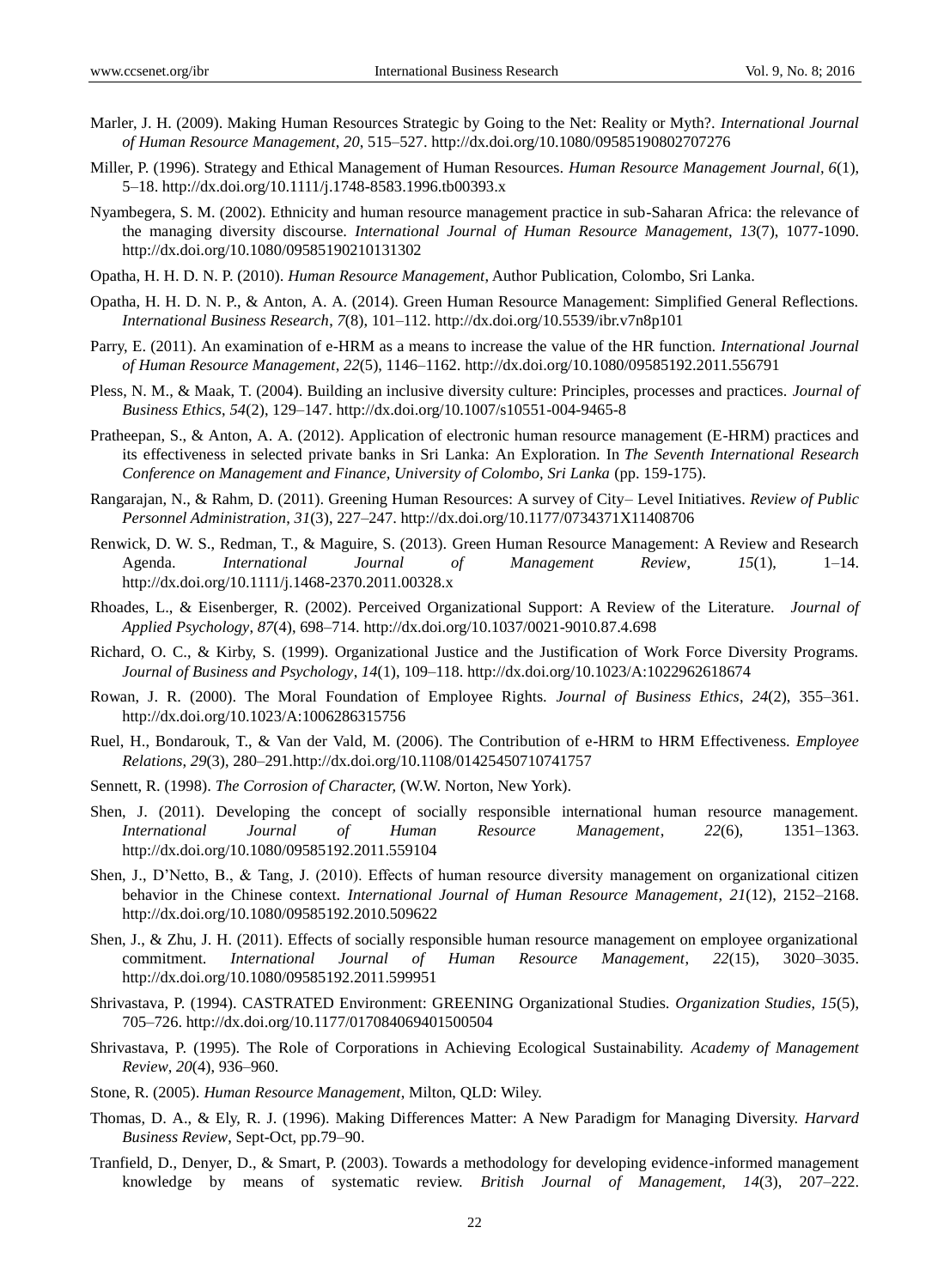Marler, J. H. (2009). Making Human Resources Strategic by Going to the Net: Reality or Myth?. *International Journal of Human Resource Management*, *20*, 515–527. http://dx.doi.org/10.1080/09585190802707276

Miller, P. (1996). Strategy and Ethical Management of Human Resources. *Human Resource Management Journal, 6*(1), 5–18. http://dx.doi.org/10.1111/j.1748-8583.1996.tb00393.x

Nyambegera, S. M. (2002). Ethnicity and human resource management practice in sub-Saharan Africa: the relevance of the managing diversity discourse. *International Journal of Human Resource Management*, *13*(7), 1077-1090. http://dx.doi.org/10.1080/09585190210131302

Opatha, H. H. D. N. P. (2010). *Human Resource Management*, Author Publication, Colombo, Sri Lanka.

Opatha, H. H. D. N. P., & Anton, A. A. (2014). Green Human Resource Management: Simplified General Reflections. *International Business Research*, *7*(8), 101–112. http://dx.doi.org/10.5539/ibr.v7n8p101

Parry, E. (2011). An examination of e-HRM as a means to increase the value of the HR function. *International Journal of Human Resource Management*, *22*(5), 1146–1162. http://dx.doi.org/10.1080/09585192.2011.556791

Pless, N. M., & Maak, T. (2004). Building an inclusive diversity culture: Principles, processes and practices. *Journal of Business Ethics*, *54*(2), 129–147. http://dx.doi.org/10.1007/s10551-004-9465-8

Pratheepan, S., & Anton, A. A. (2012). Application of electronic human resource management (E-HRM) practices and its effectiveness in selected private banks in Sri Lanka: An Exploration. In *The Seventh International Research Conference on Management and Finance, University of Colombo, Sri Lanka* (pp. 159-175).

Rangarajan, N., & Rahm, D. (2011). Greening Human Resources: A survey of City– Level Initiatives. *Review of Public Personnel Administration*, *31*(3), 227–247. http://dx.doi.org/10.1177/0734371X11408706

Renwick, D. W. S., Redman, T., & Maguire, S. (2013). Green Human Resource Management: A Review and Research Agenda. *International Journal of Management Review*, *15*(1), 1–14. http://dx.doi.org/10.1111/j.1468-2370.2011.00328.x

Rhoades, L., & Eisenberger, R. (2002). Perceived Organizational Support: A Review of the Literature. *Journal of Applied Psychology*, *87*(4), 698–714. http://dx.doi.org/10.1037/0021-9010.87.4.698

Richard, O. C., & Kirby, S. (1999). Organizational Justice and the Justification of Work Force Diversity Programs. *Journal of Business and Psychology, 14*(1), 109–118. http://dx.doi.org/10.1023/A:1022962618674

Rowan, J. R. (2000). The Moral Foundation of Employee Rights. *Journal of Business Ethics*, *24*(2), 355–361. http://dx.doi.org/10.1023/A:1006286315756

Ruel, H., Bondarouk, T., & Van der Vald, M. (2006). The Contribution of e-HRM to HRM Effectiveness. *Employee Relations*, *29*(3), 280–291.http://dx.doi.org/10.1108/01425450710741757

Sennett, R. (1998). *The Corrosion of Character,* (W.W. Norton, New York).

Shen, J. (2011). Developing the concept of socially responsible international human resource management. *International Journal of Human Resource Management*, *22*(6), 1351–1363. http://dx.doi.org/10.1080/09585192.2011.559104

Shen, J., D'Netto, B., & Tang, J. (2010). Effects of human resource diversity management on organizational citizen behavior in the Chinese context. *International Journal of Human Resource Management*, *21*(12), 2152–2168. http://dx.doi.org/10.1080/09585192.2010.509622

Shen, J., & Zhu, J. H. (2011). Effects of socially responsible human resource management on employee organizational commitment. *International Journal of Human Resource Management*, *22*(15), 3020–3035. http://dx.doi.org/10.1080/09585192.2011.599951

Shrivastava, P. (1994). CASTRATED Environment: GREENING Organizational Studies. *Organization Studies*, *15*(5), 705–726. http://dx.doi.org/10.1177/017084069401500504

Shrivastava, P. (1995). The Role of Corporations in Achieving Ecological Sustainability. *Academy of Management Review*, *20*(4), 936–960.

Stone, R. (2005). *Human Resource Management*, Milton, QLD: Wiley.

Thomas, D. A., & Ely, R. J. (1996). Making Differences Matter: A New Paradigm for Managing Diversity. *Harvard Business Review*, Sept-Oct, pp.79–90.

Tranfield, D., Denyer, D., & Smart, P. (2003). Towards a methodology for developing evidence-informed management knowledge by means of systematic review. *British Journal of Management, 14*(3), 207–222.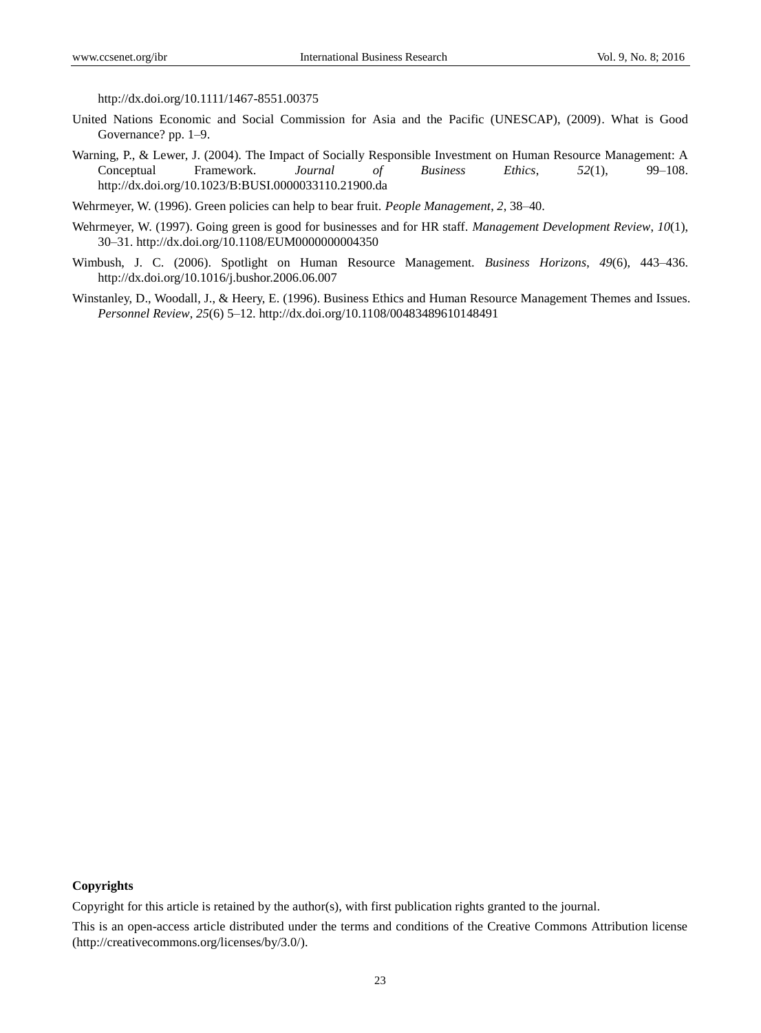http://dx.doi.org/10.1111/1467-8551.00375

United Nations Economic and Social Commission for Asia and the Pacific (UNESCAP), (2009). What is Good Governance? pp. 1–9.

Warning, P., & Lewer, J. (2004). The Impact of Socially Responsible Investment on Human Resource Management: A Conceptual Framework. *Journal of Business Ethics*, *52*(1), 99–108. http://dx.doi.org/10.1023/B:BUSI.0000033110.21900.da

Wehrmeyer, W. (1996). Green policies can help to bear fruit. *People Management*, *2*, 38–40.

Wehrmeyer, W. (1997). Going green is good for businesses and for HR staff. *Management Development Review*, *10*(1), 30–31. http://dx.doi.org/10.1108/EUM0000000004350

Wimbush, J. C. (2006). Spotlight on Human Resource Management. *Business Horizons*, *49*(6), 443–436. http://dx.doi.org/10.1016/j.bushor.2006.06.007

Winstanley, D., Woodall, J., & Heery, E. (1996). Business Ethics and Human Resource Management Themes and Issues. *Personnel Review*, *25*(6) 5–12. http://dx.doi.org/10.1108/00483489610148491

**Copyrights**

Copyright for this article is retained by the author(s), with first publication rights granted to the journal.

This is an open-access article distributed under the terms and conditions of the Creative Commons Attribution license (http://creativecommons.org/licenses/by/3.0/).